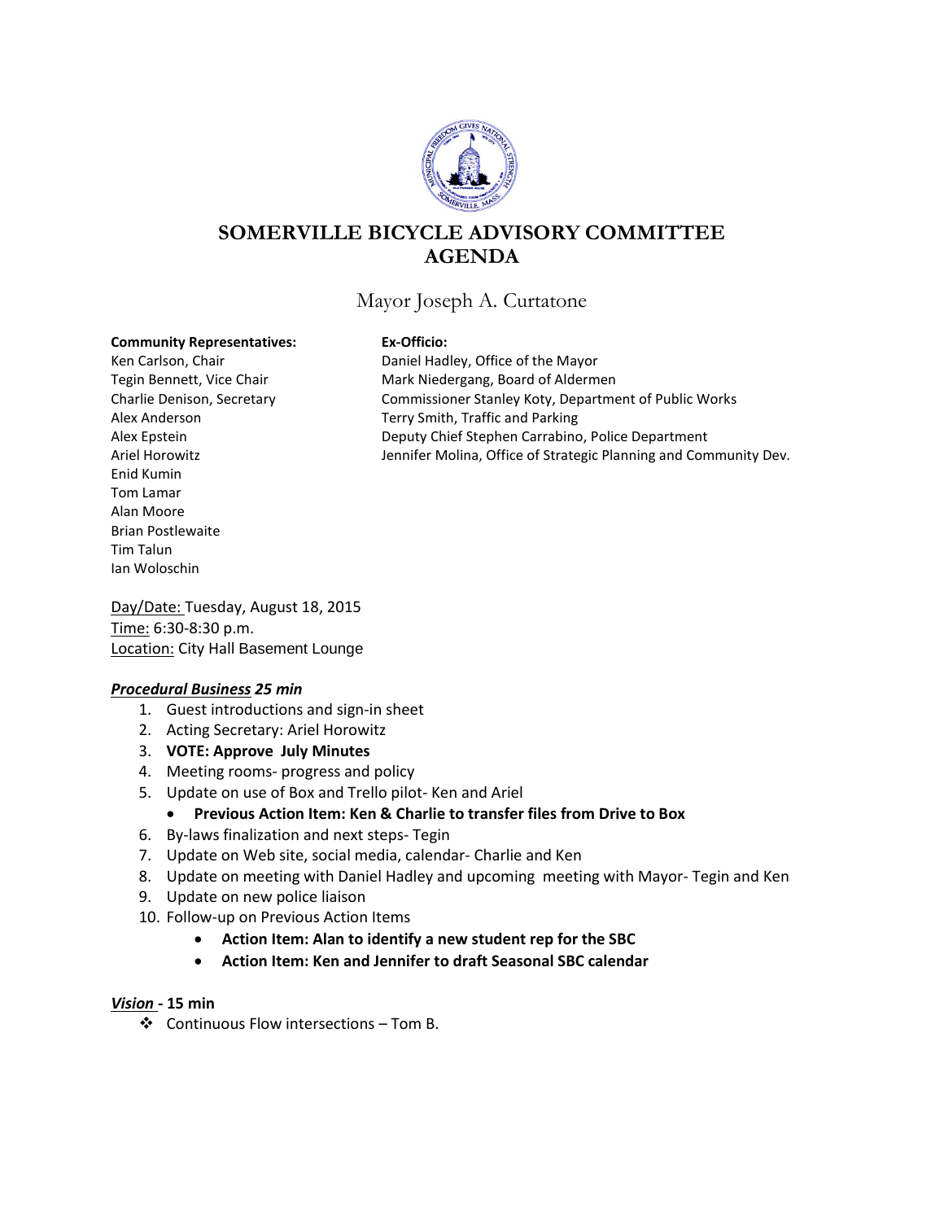# SOMERVILLE BICYCLE ADVISORY COMMITTEE AGENDA

Mayor Joseph A. Curtatone

**Community Representatives:**
Ken Carlson, Chair
Tegin Bennett, Vice Chair
Charlie Denison, Secretary
Alex Anderson
Alex Epstein
Ariel Horowitz
Enid Kumin
Tom Lamar
Alan Moore
Brian Postlewaite
Tim Talun
Ian Woloschin

**Ex-Officio:**
Daniel Hadley, Office of the Mayor
Mark Niedergang, Board of Aldermen
Commissioner Stanley Koty, Department of Public Works
Terry Smith, Traffic and Parking
Deputy Chief Stephen Carrabino, Police Department
Jennifer Molina, Office of Strategic Planning and Community Dev.

Day/Date: Tuesday, August 18, 2015
Time: 6:30-8:30 p.m.
Location: City Hall Basement Lounge

***Procedural Business* 25 min**

1. Guest introductions and sign-in sheet
2. Acting Secretary: Ariel Horowitz
3. **VOTE: Approve July Minutes**
4. Meeting rooms- progress and policy
5. Update on use of Box and Trello pilot- Ken and Ariel
   - **Previous Action Item: Ken & Charlie to transfer files from Drive to Box**
6. By-laws finalization and next steps- Tegin
7. Update on Web site, social media, calendar- Charlie and Ken
8. Update on meeting with Daniel Hadley and upcoming meeting with Mayor- Tegin and Ken
9. Update on new police liaison
10. Follow-up on Previous Action Items
    - **Action Item: Alan to identify a new student rep for the SBC**
    - **Action Item: Ken and Jennifer to draft Seasonal SBC calendar**

***Vision* - 15 min**

- Continuous Flow intersections – Tom B.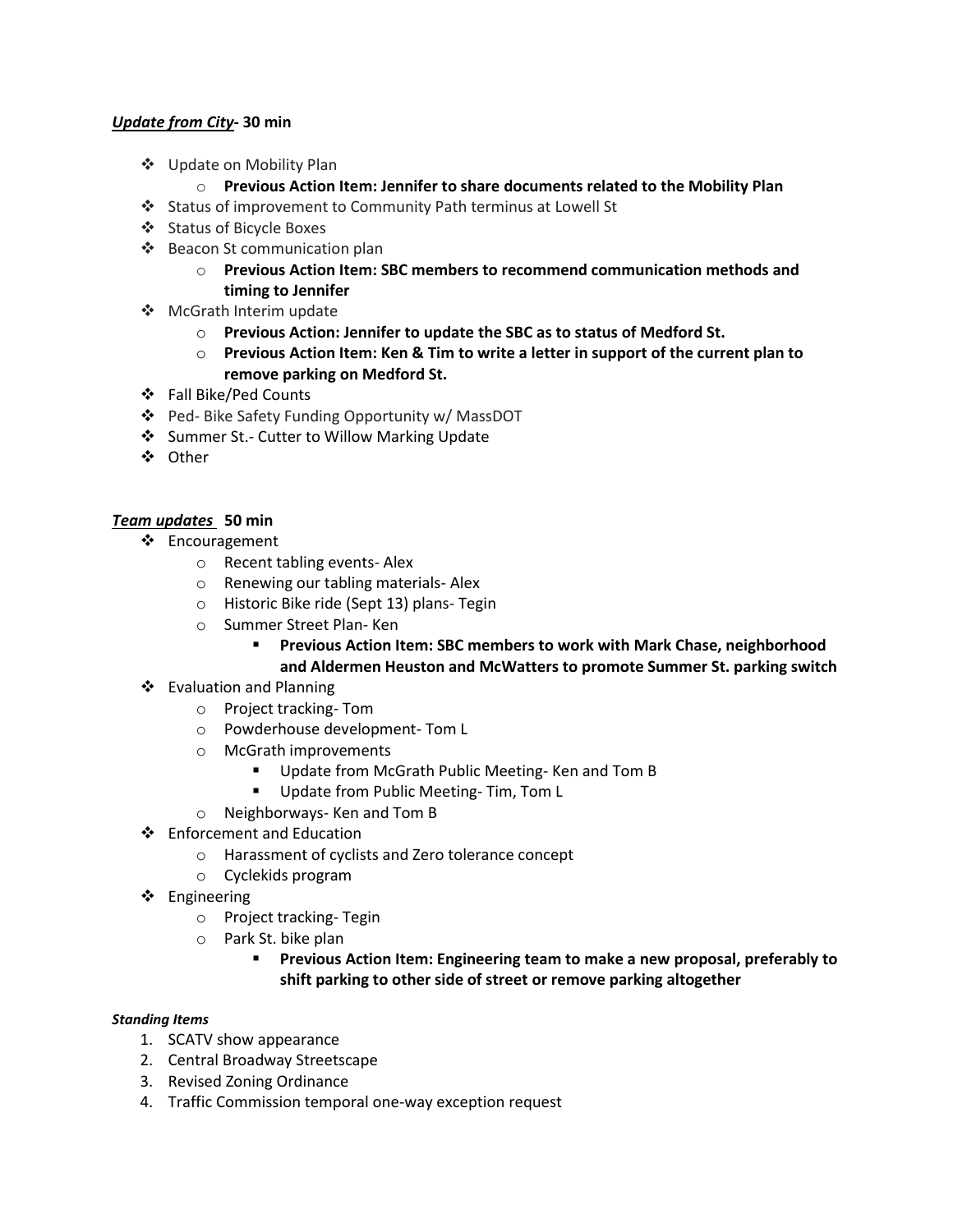***Update from City*- 30 min**

- Update on Mobility Plan
  - **Previous Action Item: Jennifer to share documents related to the Mobility Plan**
- Status of improvement to Community Path terminus at Lowell St
- Status of Bicycle Boxes
- Beacon St communication plan
  - **Previous Action Item: SBC members to recommend communication methods and timing to Jennifer**
- McGrath Interim update
  - **Previous Action: Jennifer to update the SBC as to status of Medford St.**
  - **Previous Action Item: Ken & Tim to write a letter in support of the current plan to remove parking on Medford St.**
- Fall Bike/Ped Counts
- Ped- Bike Safety Funding Opportunity w/ MassDOT
- Summer St.- Cutter to Willow Marking Update
- Other

***Team updates*  50 min**

- Encouragement
  - Recent tabling events- Alex
  - Renewing our tabling materials- Alex
  - Historic Bike ride (Sept 13) plans- Tegin
  - Summer Street Plan- Ken
    - **Previous Action Item: SBC members to work with Mark Chase, neighborhood and Aldermen Heuston and McWatters to promote Summer St. parking switch**
- Evaluation and Planning
  - Project tracking- Tom
  - Powderhouse development- Tom L
  - McGrath improvements
    - Update from McGrath Public Meeting- Ken and Tom B
    - Update from Public Meeting- Tim, Tom L
  - Neighborways- Ken and Tom B
- Enforcement and Education
  - Harassment of cyclists and Zero tolerance concept
  - Cyclekids program
- Engineering
  - Project tracking- Tegin
  - Park St. bike plan
    - **Previous Action Item: Engineering team to make a new proposal, preferably to shift parking to other side of street or remove parking altogether**

***Standing Items***

1. SCATV show appearance
2. Central Broadway Streetscape
3. Revised Zoning Ordinance
4. Traffic Commission temporal one-way exception request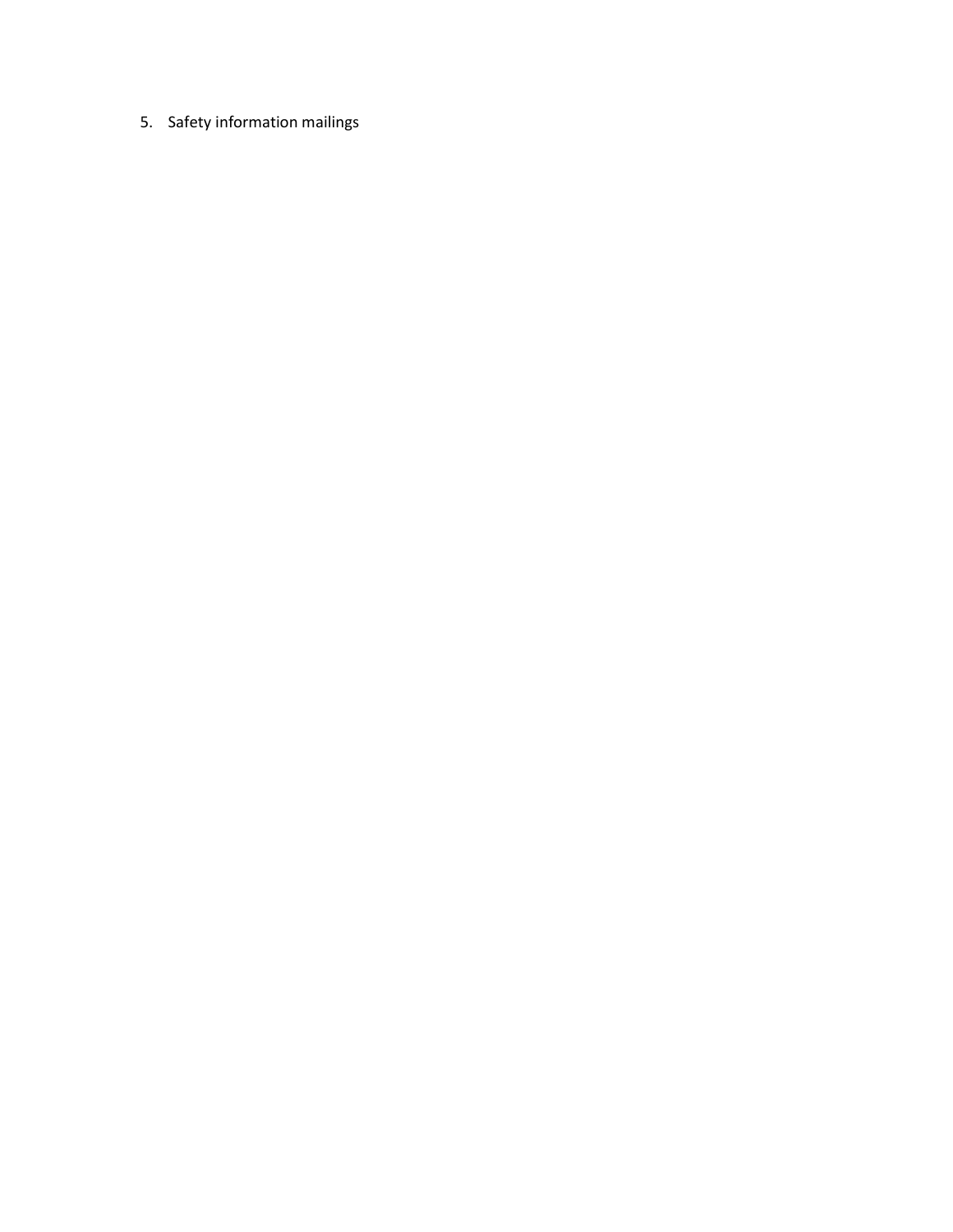5. Safety information mailings